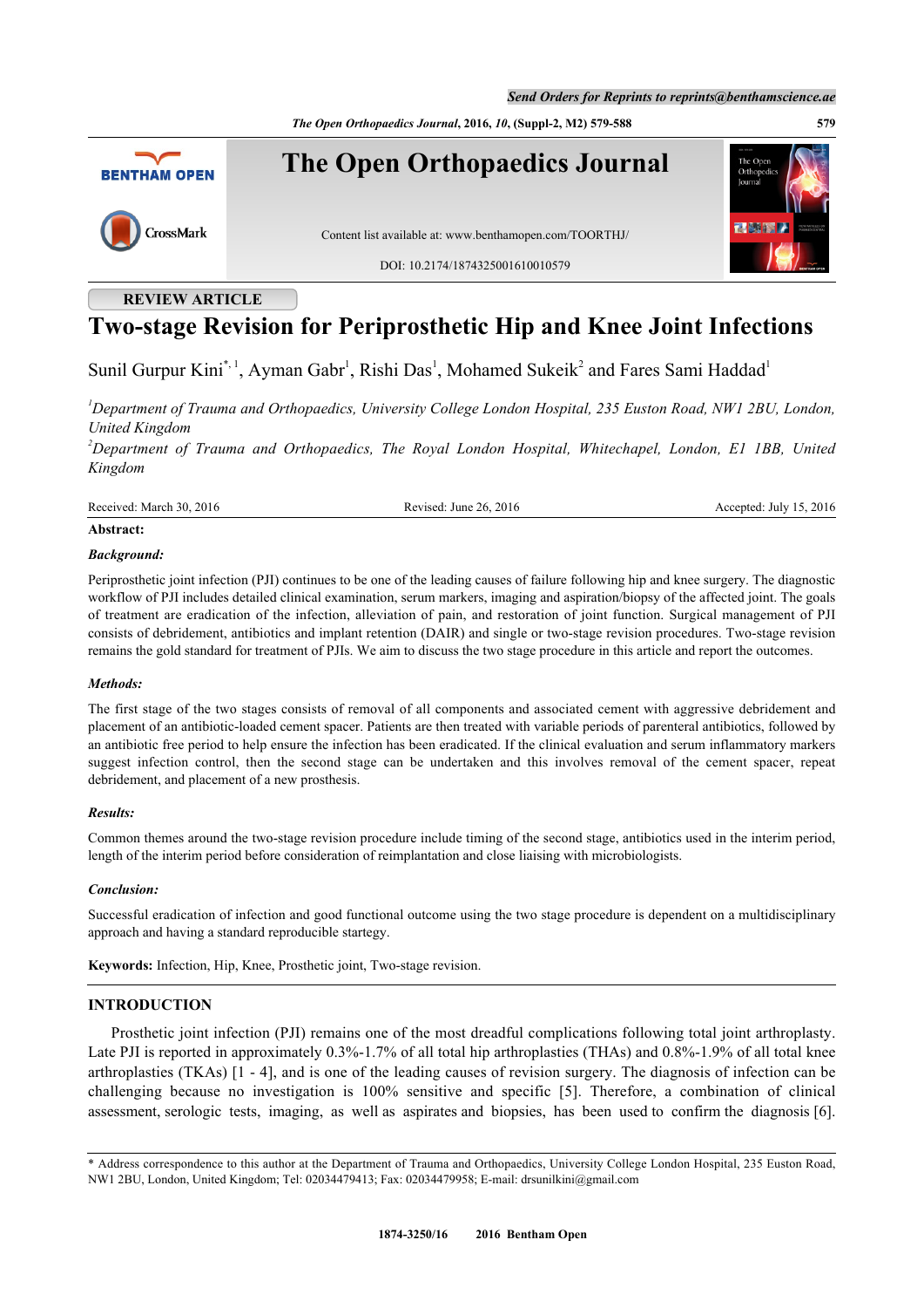REVIEW ARTICLE

# Two-stage Revision for Periprosthetic Hip and Knee Joint Infections

Sunil Gurpur Kini[*,1], Ayman Gabr[1], Rishi Das[1], Mohamed Sukeik[2] and Fares Sami Haddad[1]

[1]*Department of Trauma and Orthopaedics, University College London Hospital, 235 Euston Road, NW1 2BU, London, United Kingdom*

[2]*Department of Trauma and Orthopaedics, The Royal London Hospital, Whitechapel, London, E1 1BB, United Kingdom*

Received: March 30, 2016 Revised: June 26, 2016 Accepted: July 15, 2016

**Abstract:**

***Background:***

Periprosthetic joint infection (PJI) continues to be one of the leading causes of failure following hip and knee surgery. The diagnostic workflow of PJI includes detailed clinical examination, serum markers, imaging and aspiration/biopsy of the affected joint. The goals of treatment are eradication of the infection, alleviation of pain, and restoration of joint function. Surgical management of PJI consists of debridement, antibiotics and implant retention (DAIR) and single or two-stage revision procedures. Two-stage revision remains the gold standard for treatment of PJIs. We aim to discuss the two stage procedure in this article and report the outcomes.

***Methods:***

The first stage of the two stages consists of removal of all components and associated cement with aggressive debridement and placement of an antibiotic-loaded cement spacer. Patients are then treated with variable periods of parenteral antibiotics, followed by an antibiotic free period to help ensure the infection has been eradicated. If the clinical evaluation and serum inflammatory markers suggest infection control, then the second stage can be undertaken and this involves removal of the cement spacer, repeat debridement, and placement of a new prosthesis.

***Results:***

Common themes around the two-stage revision procedure include timing of the second stage, antibiotics used in the interim period, length of the interim period before consideration of reimplantation and close liaising with microbiologists.

***Conclusion:***

Successful eradication of infection and good functional outcome using the two stage procedure is dependent on a multidisciplinary approach and having a standard reproducible startegy.

**Keywords:** Infection, Hip, Knee, Prosthetic joint, Two-stage revision.

## INTRODUCTION

Prosthetic joint infection (PJI) remains one of the most dreadful complications following total joint arthroplasty. Late PJI is reported in approximately 0.3%-1.7% of all total hip arthroplasties (THAs) and 0.8%-1.9% of all total knee arthroplasties (TKAs) [1 - 4], and is one of the leading causes of revision surgery. The diagnosis of infection can be challenging because no investigation is 100% sensitive and specific [5]. Therefore, a combination of clinical assessment, serologic tests, imaging, as well as aspirates and biopsies, has been used to confirm the diagnosis [6].

* Address correspondence to this author at the Department of Trauma and Orthopaedics, University College London Hospital, 235 Euston Road, NW1 2BU, London, United Kingdom; Tel: 02034479413; Fax: 02034479958; E-mail: drsunilkini@gmail.com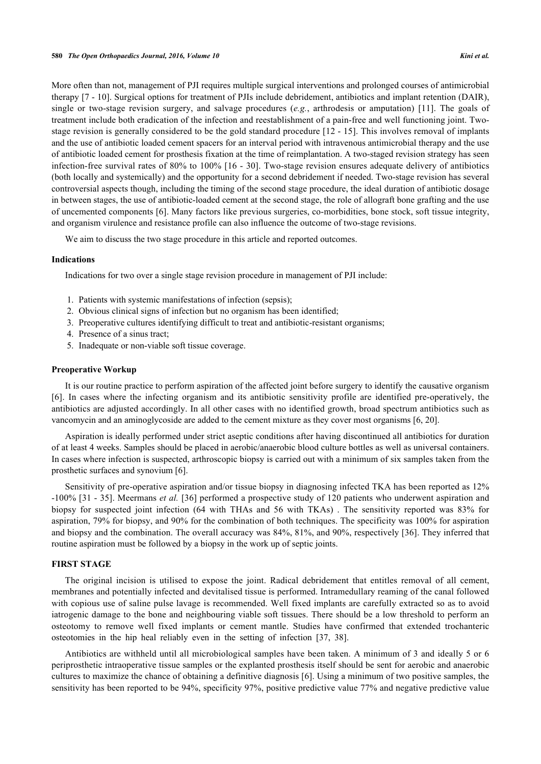More often than not, management of PJI requires multiple surgical interventions and prolonged courses of antimicrobial therapy [7 - 10]. Surgical options for treatment of PJIs include debridement, antibiotics and implant retention (DAIR), single or two-stage revision surgery, and salvage procedures (*e.g.*, arthrodesis or amputation) [11]. The goals of treatment include both eradication of the infection and reestablishment of a pain-free and well functioning joint. Two-stage revision is generally considered to be the gold standard procedure [12 - 15]. This involves removal of implants and the use of antibiotic loaded cement spacers for an interval period with intravenous antimicrobial therapy and the use of antibiotic loaded cement for prosthesis fixation at the time of reimplantation. A two-staged revision strategy has seen infection-free survival rates of 80% to 100% [16 - 30]. Two-stage revision ensures adequate delivery of antibiotics (both locally and systemically) and the opportunity for a second debridement if needed. Two-stage revision has several controversial aspects though, including the timing of the second stage procedure, the ideal duration of antibiotic dosage in between stages, the use of antibiotic-loaded cement at the second stage, the role of allograft bone grafting and the use of uncemented components [6]. Many factors like previous surgeries, co-morbidities, bone stock, soft tissue integrity, and organism virulence and resistance profile can also influence the outcome of two-stage revisions.

We aim to discuss the two stage procedure in this article and reported outcomes.

### Indications

Indications for two over a single stage revision procedure in management of PJI include:

1. Patients with systemic manifestations of infection (sepsis);
2. Obvious clinical signs of infection but no organism has been identified;
3. Preoperative cultures identifying difficult to treat and antibiotic-resistant organisms;
4. Presence of a sinus tract;
5. Inadequate or non-viable soft tissue coverage.

### Preoperative Workup

It is our routine practice to perform aspiration of the affected joint before surgery to identify the causative organism [6]. In cases where the infecting organism and its antibiotic sensitivity profile are identified pre-operatively, the antibiotics are adjusted accordingly. In all other cases with no identified growth, broad spectrum antibiotics such as vancomycin and an aminoglycoside are added to the cement mixture as they cover most organisms [6, 20].

Aspiration is ideally performed under strict aseptic conditions after having discontinued all antibiotics for duration of at least 4 weeks. Samples should be placed in aerobic/anaerobic blood culture bottles as well as universal containers. In cases where infection is suspected, arthroscopic biopsy is carried out with a minimum of six samples taken from the prosthetic surfaces and synovium [6].

Sensitivity of pre-operative aspiration and/or tissue biopsy in diagnosing infected TKA has been reported as 12% -100% [31 - 35]. Meermans *et al.* [36] performed a prospective study of 120 patients who underwent aspiration and biopsy for suspected joint infection (64 with THAs and 56 with TKAs) . The sensitivity reported was 83% for aspiration, 79% for biopsy, and 90% for the combination of both techniques. The specificity was 100% for aspiration and biopsy and the combination. The overall accuracy was 84%, 81%, and 90%, respectively [36]. They inferred that routine aspiration must be followed by a biopsy in the work up of septic joints.

## FIRST STAGE

The original incision is utilised to expose the joint. Radical debridement that entitles removal of all cement, membranes and potentially infected and devitalised tissue is performed. Intramedullary reaming of the canal followed with copious use of saline pulse lavage is recommended. Well fixed implants are carefully extracted so as to avoid iatrogenic damage to the bone and neighbouring viable soft tissues. There should be a low threshold to perform an osteotomy to remove well fixed implants or cement mantle. Studies have confirmed that extended trochanteric osteotomies in the hip heal reliably even in the setting of infection [37, 38].

Antibiotics are withheld until all microbiological samples have been taken. A minimum of 3 and ideally 5 or 6 periprosthetic intraoperative tissue samples or the explanted prosthesis itself should be sent for aerobic and anaerobic cultures to maximize the chance of obtaining a definitive diagnosis [6]. Using a minimum of two positive samples, the sensitivity has been reported to be 94%, specificity 97%, positive predictive value 77% and negative predictive value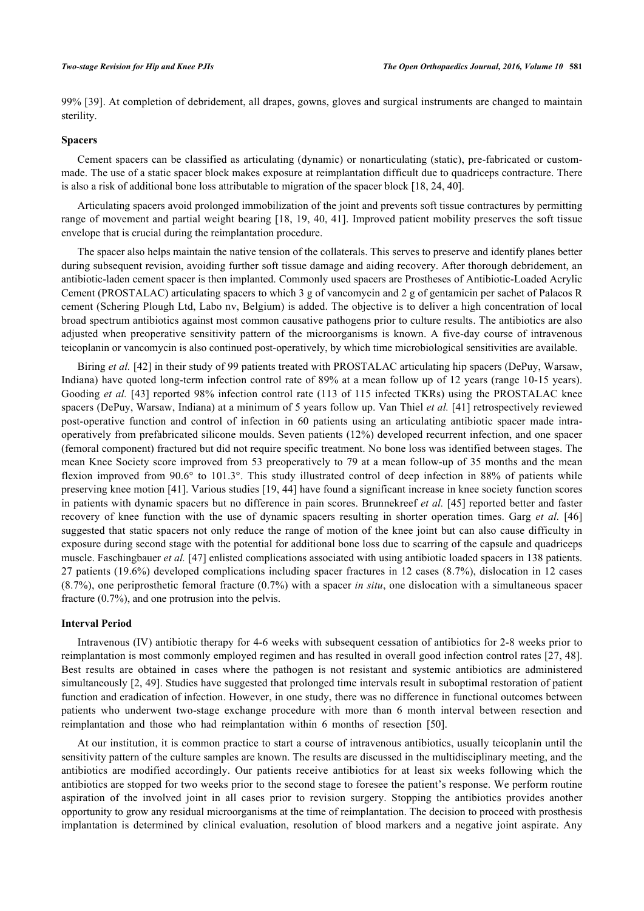99% [39]. At completion of debridement, all drapes, gowns, gloves and surgical instruments are changed to maintain sterility.

### Spacers

Cement spacers can be classified as articulating (dynamic) or nonarticulating (static), pre-fabricated or custom-made. The use of a static spacer block makes exposure at reimplantation difficult due to quadriceps contracture. There is also a risk of additional bone loss attributable to migration of the spacer block [18, 24, 40].

Articulating spacers avoid prolonged immobilization of the joint and prevents soft tissue contractures by permitting range of movement and partial weight bearing [18, 19, 40, 41]. Improved patient mobility preserves the soft tissue envelope that is crucial during the reimplantation procedure.

The spacer also helps maintain the native tension of the collaterals. This serves to preserve and identify planes better during subsequent revision, avoiding further soft tissue damage and aiding recovery. After thorough debridement, an antibiotic-laden cement spacer is then implanted. Commonly used spacers are Prostheses of Antibiotic-Loaded Acrylic Cement (PROSTALAC) articulating spacers to which 3 g of vancomycin and 2 g of gentamicin per sachet of Palacos R cement (Schering Plough Ltd, Labo nv, Belgium) is added. The objective is to deliver a high concentration of local broad spectrum antibiotics against most common causative pathogens prior to culture results. The antibiotics are also adjusted when preoperative sensitivity pattern of the microorganisms is known. A five-day course of intravenous teicoplanin or vancomycin is also continued post-operatively, by which time microbiological sensitivities are available.

Biring *et al.* [42] in their study of 99 patients treated with PROSTALAC articulating hip spacers (DePuy, Warsaw, Indiana) have quoted long-term infection control rate of 89% at a mean follow up of 12 years (range 10-15 years). Gooding *et al.* [43] reported 98% infection control rate (113 of 115 infected TKRs) using the PROSTALAC knee spacers (DePuy, Warsaw, Indiana) at a minimum of 5 years follow up. Van Thiel *et al.* [41] retrospectively reviewed post-operative function and control of infection in 60 patients using an articulating antibiotic spacer made intra-operatively from prefabricated silicone moulds. Seven patients (12%) developed recurrent infection, and one spacer (femoral component) fractured but did not require specific treatment. No bone loss was identified between stages. The mean Knee Society score improved from 53 preoperatively to 79 at a mean follow-up of 35 months and the mean flexion improved from 90.6° to 101.3°. This study illustrated control of deep infection in 88% of patients while preserving knee motion [41]. Various studies [19, 44] have found a significant increase in knee society function scores in patients with dynamic spacers but no difference in pain scores. Brunnekreef *et al.* [45] reported better and faster recovery of knee function with the use of dynamic spacers resulting in shorter operation times. Garg *et al.* [46] suggested that static spacers not only reduce the range of motion of the knee joint but can also cause difficulty in exposure during second stage with the potential for additional bone loss due to scarring of the capsule and quadriceps muscle. Faschingbauer *et al.* [47] enlisted complications associated with using antibiotic loaded spacers in 138 patients. 27 patients (19.6%) developed complications including spacer fractures in 12 cases (8.7%), dislocation in 12 cases (8.7%), one periprosthetic femoral fracture (0.7%) with a spacer *in situ*, one dislocation with a simultaneous spacer fracture (0.7%), and one protrusion into the pelvis.

### Interval Period

Intravenous (IV) antibiotic therapy for 4-6 weeks with subsequent cessation of antibiotics for 2-8 weeks prior to reimplantation is most commonly employed regimen and has resulted in overall good infection control rates [27, 48]. Best results are obtained in cases where the pathogen is not resistant and systemic antibiotics are administered simultaneously [2, 49]. Studies have suggested that prolonged time intervals result in suboptimal restoration of patient function and eradication of infection. However, in one study, there was no difference in functional outcomes between patients who underwent two-stage exchange procedure with more than 6 month interval between resection and reimplantation and those who had reimplantation within 6 months of resection [50].

At our institution, it is common practice to start a course of intravenous antibiotics, usually teicoplanin until the sensitivity pattern of the culture samples are known. The results are discussed in the multidisciplinary meeting, and the antibiotics are modified accordingly. Our patients receive antibiotics for at least six weeks following which the antibiotics are stopped for two weeks prior to the second stage to foresee the patient's response. We perform routine aspiration of the involved joint in all cases prior to revision surgery. Stopping the antibiotics provides another opportunity to grow any residual microorganisms at the time of reimplantation. The decision to proceed with prosthesis implantation is determined by clinical evaluation, resolution of blood markers and a negative joint aspirate. Any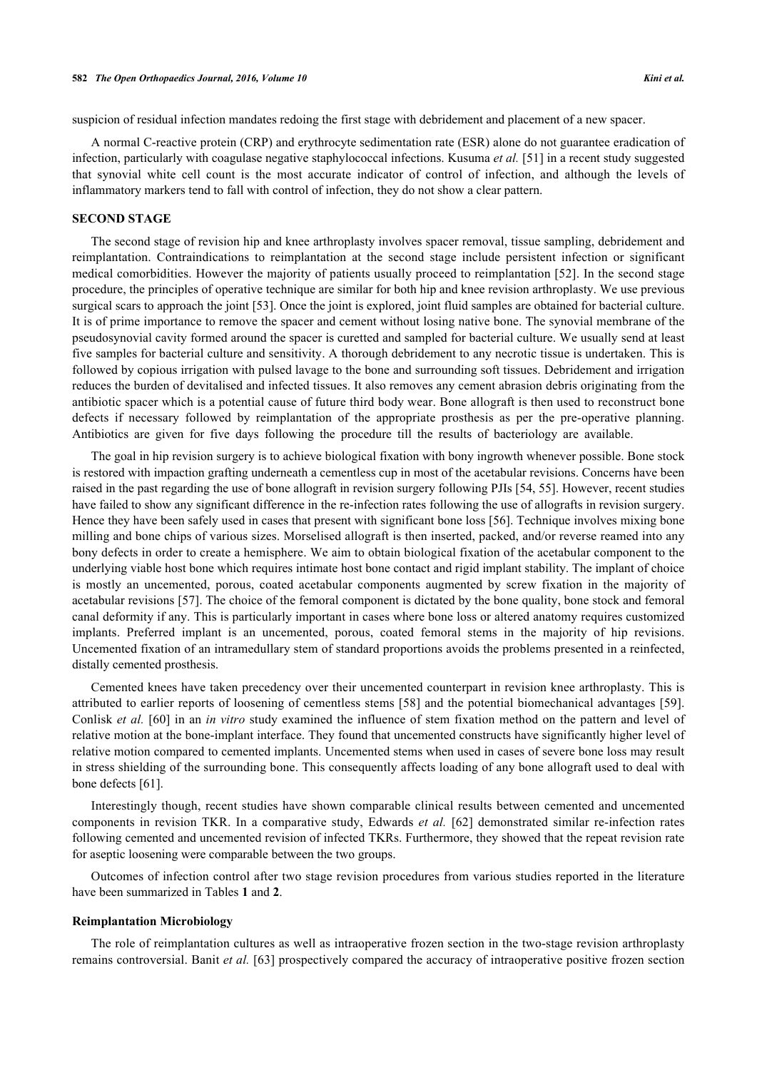suspicion of residual infection mandates redoing the first stage with debridement and placement of a new spacer.

A normal C-reactive protein (CRP) and erythrocyte sedimentation rate (ESR) alone do not guarantee eradication of infection, particularly with coagulase negative staphylococcal infections. Kusuma *et al.* [51] in a recent study suggested that synovial white cell count is the most accurate indicator of control of infection, and although the levels of inflammatory markers tend to fall with control of infection, they do not show a clear pattern.

## SECOND STAGE

The second stage of revision hip and knee arthroplasty involves spacer removal, tissue sampling, debridement and reimplantation. Contraindications to reimplantation at the second stage include persistent infection or significant medical comorbidities. However the majority of patients usually proceed to reimplantation [52]. In the second stage procedure, the principles of operative technique are similar for both hip and knee revision arthroplasty. We use previous surgical scars to approach the joint [53]. Once the joint is explored, joint fluid samples are obtained for bacterial culture. It is of prime importance to remove the spacer and cement without losing native bone. The synovial membrane of the pseudosynovial cavity formed around the spacer is curetted and sampled for bacterial culture. We usually send at least five samples for bacterial culture and sensitivity. A thorough debridement to any necrotic tissue is undertaken. This is followed by copious irrigation with pulsed lavage to the bone and surrounding soft tissues. Debridement and irrigation reduces the burden of devitalised and infected tissues. It also removes any cement abrasion debris originating from the antibiotic spacer which is a potential cause of future third body wear. Bone allograft is then used to reconstruct bone defects if necessary followed by reimplantation of the appropriate prosthesis as per the pre-operative planning. Antibiotics are given for five days following the procedure till the results of bacteriology are available.

The goal in hip revision surgery is to achieve biological fixation with bony ingrowth whenever possible. Bone stock is restored with impaction grafting underneath a cementless cup in most of the acetabular revisions. Concerns have been raised in the past regarding the use of bone allograft in revision surgery following PJIs [54, 55]. However, recent studies have failed to show any significant difference in the re-infection rates following the use of allografts in revision surgery. Hence they have been safely used in cases that present with significant bone loss [56]. Technique involves mixing bone milling and bone chips of various sizes. Morselised allograft is then inserted, packed, and/or reverse reamed into any bony defects in order to create a hemisphere. We aim to obtain biological fixation of the acetabular component to the underlying viable host bone which requires intimate host bone contact and rigid implant stability. The implant of choice is mostly an uncemented, porous, coated acetabular components augmented by screw fixation in the majority of acetabular revisions [57]. The choice of the femoral component is dictated by the bone quality, bone stock and femoral canal deformity if any. This is particularly important in cases where bone loss or altered anatomy requires customized implants. Preferred implant is an uncemented, porous, coated femoral stems in the majority of hip revisions. Uncemented fixation of an intramedullary stem of standard proportions avoids the problems presented in a reinfected, distally cemented prosthesis.

Cemented knees have taken precedency over their uncemented counterpart in revision knee arthroplasty. This is attributed to earlier reports of loosening of cementless stems [58] and the potential biomechanical advantages [59]. Conlisk *et al.* [60] in an *in vitro* study examined the influence of stem fixation method on the pattern and level of relative motion at the bone-implant interface. They found that uncemented constructs have significantly higher level of relative motion compared to cemented implants. Uncemented stems when used in cases of severe bone loss may result in stress shielding of the surrounding bone. This consequently affects loading of any bone allograft used to deal with bone defects [61].

Interestingly though, recent studies have shown comparable clinical results between cemented and uncemented components in revision TKR. In a comparative study, Edwards *et al.* [62] demonstrated similar re-infection rates following cemented and uncemented revision of infected TKRs. Furthermore, they showed that the repeat revision rate for aseptic loosening were comparable between the two groups.

Outcomes of infection control after two stage revision procedures from various studies reported in the literature have been summarized in Tables **1** and **2**.

### Reimplantation Microbiology

The role of reimplantation cultures as well as intraoperative frozen section in the two-stage revision arthroplasty remains controversial. Banit *et al.* [63] prospectively compared the accuracy of intraoperative positive frozen section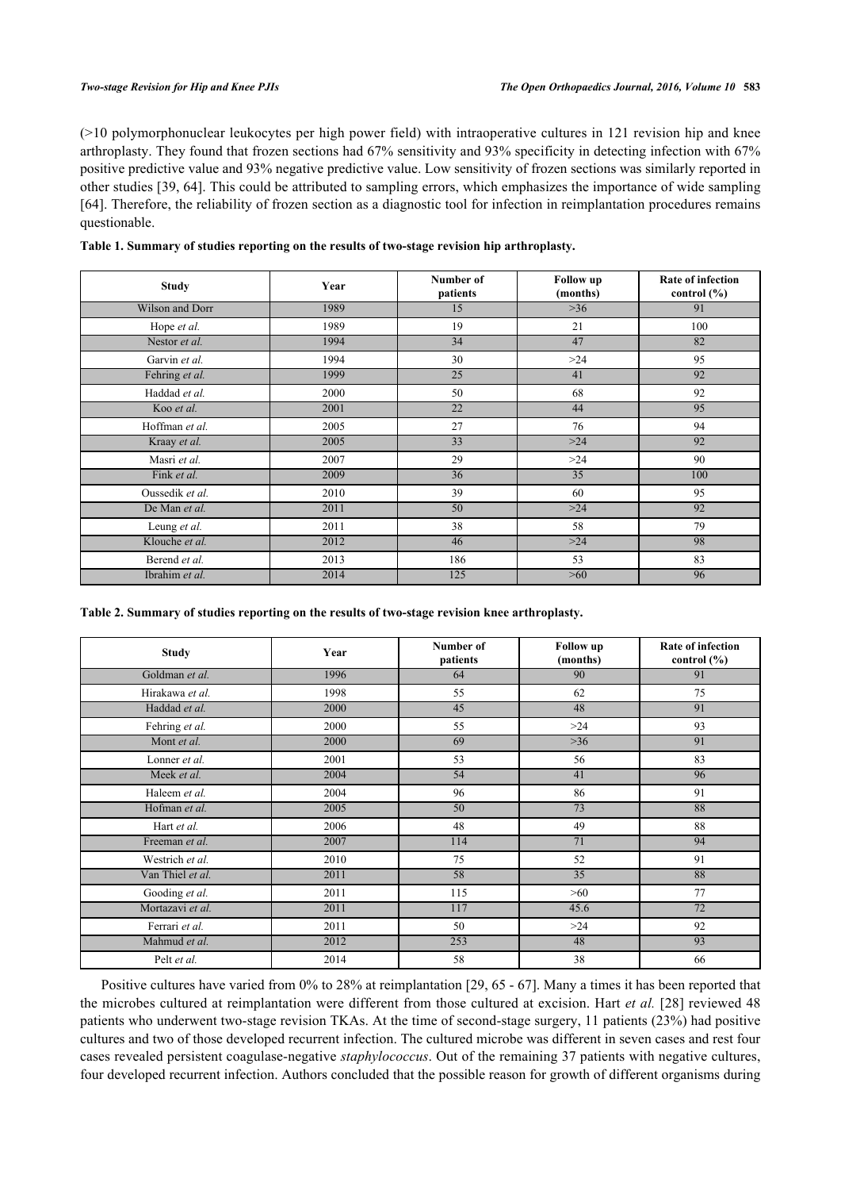(>10 polymorphonuclear leukocytes per high power field) with intraoperative cultures in 121 revision hip and knee arthroplasty. They found that frozen sections had 67% sensitivity and 93% specificity in detecting infection with 67% positive predictive value and 93% negative predictive value. Low sensitivity of frozen sections was similarly reported in other studies [39, 64]. This could be attributed to sampling errors, which emphasizes the importance of wide sampling [64]. Therefore, the reliability of frozen section as a diagnostic tool for infection in reimplantation procedures remains questionable.

**Table 1. Summary of studies reporting on the results of two-stage revision hip arthroplasty.**

| Study | Year | Number of patients | Follow up (months) | Rate of infection control (%) |
|---|---|---|---|---|
| Wilson and Dorr | 1989 | 15 | >36 | 91 |
| Hope *et al.* | 1989 | 19 | 21 | 100 |
| Nestor *et al.* | 1994 | 34 | 47 | 82 |
| Garvin *et al.* | 1994 | 30 | >24 | 95 |
| Fehring *et al.* | 1999 | 25 | 41 | 92 |
| Haddad *et al.* | 2000 | 50 | 68 | 92 |
| Koo *et al.* | 2001 | 22 | 44 | 95 |
| Hoffman *et al.* | 2005 | 27 | 76 | 94 |
| Kraay *et al.* | 2005 | 33 | >24 | 92 |
| Masri *et al.* | 2007 | 29 | >24 | 90 |
| Fink *et al.* | 2009 | 36 | 35 | 100 |
| Oussedik *et al.* | 2010 | 39 | 60 | 95 |
| De Man *et al.* | 2011 | 50 | >24 | 92 |
| Leung *et al.* | 2011 | 38 | 58 | 79 |
| Klouche *et al.* | 2012 | 46 | >24 | 98 |
| Berend *et al.* | 2013 | 186 | 53 | 83 |
| Ibrahim *et al.* | 2014 | 125 | >60 | 96 |

**Table 2. Summary of studies reporting on the results of two-stage revision knee arthroplasty.**

| Study | Year | Number of patients | Follow up (months) | Rate of infection control (%) |
|---|---|---|---|---|
| Goldman *et al.* | 1996 | 64 | 90 | 91 |
| Hirakawa *et al.* | 1998 | 55 | 62 | 75 |
| Haddad *et al.* | 2000 | 45 | 48 | 91 |
| Fehring *et al.* | 2000 | 55 | >24 | 93 |
| Mont *et al.* | 2000 | 69 | >36 | 91 |
| Lonner *et al.* | 2001 | 53 | 56 | 83 |
| Meek *et al.* | 2004 | 54 | 41 | 96 |
| Haleem *et al.* | 2004 | 96 | 86 | 91 |
| Hofman *et al.* | 2005 | 50 | 73 | 88 |
| Hart *et al.* | 2006 | 48 | 49 | 88 |
| Freeman *et al.* | 2007 | 114 | 71 | 94 |
| Westrich *et al.* | 2010 | 75 | 52 | 91 |
| Van Thiel *et al.* | 2011 | 58 | 35 | 88 |
| Gooding *et al.* | 2011 | 115 | >60 | 77 |
| Mortazavi *et al.* | 2011 | 117 | 45.6 | 72 |
| Ferrari *et al.* | 2011 | 50 | >24 | 92 |
| Mahmud *et al.* | 2012 | 253 | 48 | 93 |
| Pelt *et al.* | 2014 | 58 | 38 | 66 |

Positive cultures have varied from 0% to 28% at reimplantation [29, 65 - 67]. Many a times it has been reported that the microbes cultured at reimplantation were different from those cultured at excision. Hart *et al.* [28] reviewed 48 patients who underwent two-stage revision TKAs. At the time of second-stage surgery, 11 patients (23%) had positive cultures and two of those developed recurrent infection. The cultured microbe was different in seven cases and rest four cases revealed persistent coagulase-negative *staphylococcus*. Out of the remaining 37 patients with negative cultures, four developed recurrent infection. Authors concluded that the possible reason for growth of different organisms during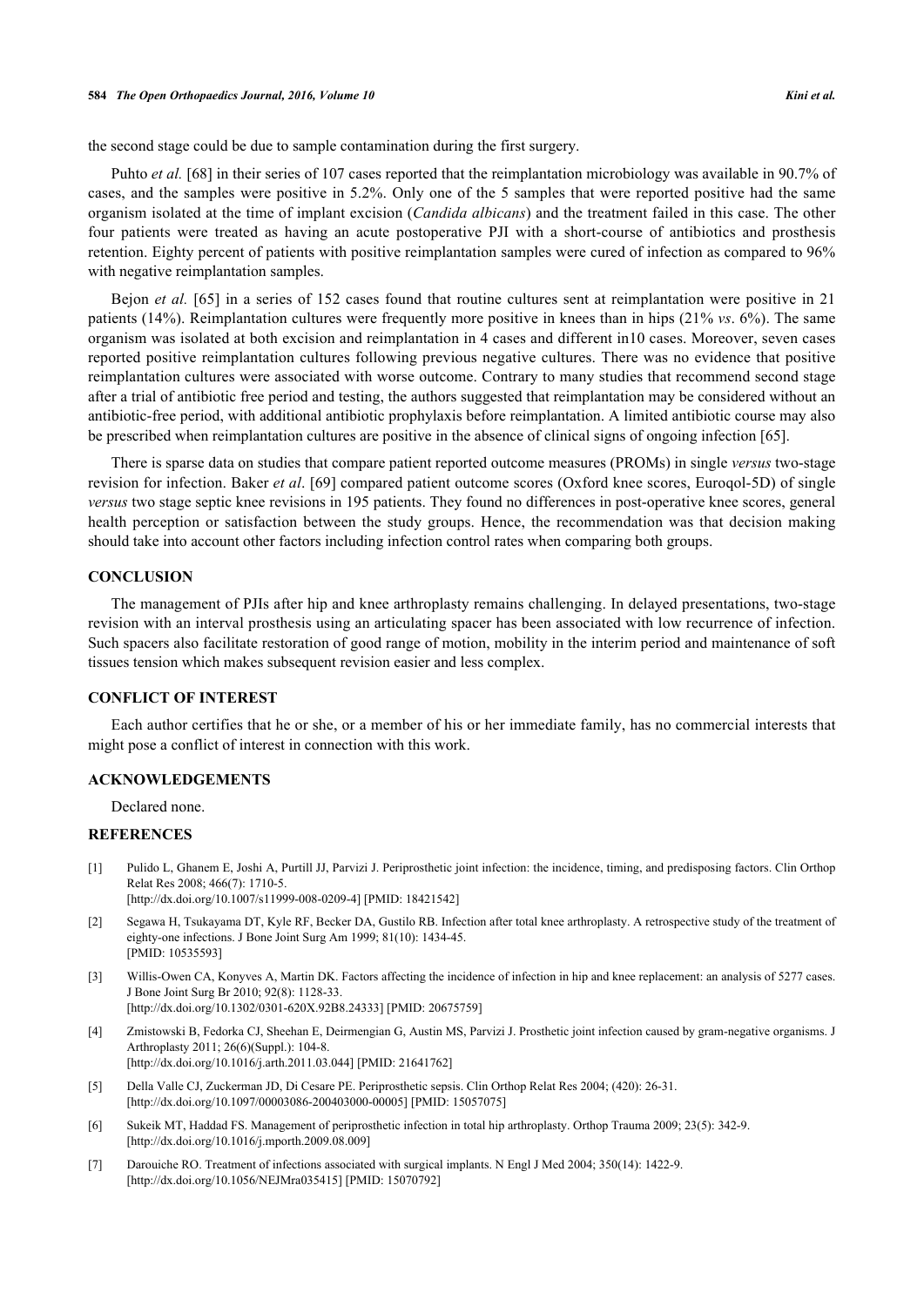the second stage could be due to sample contamination during the first surgery.

Puhto *et al.* [68] in their series of 107 cases reported that the reimplantation microbiology was available in 90.7% of cases, and the samples were positive in 5.2%. Only one of the 5 samples that were reported positive had the same organism isolated at the time of implant excision (*Candida albicans*) and the treatment failed in this case. The other four patients were treated as having an acute postoperative PJI with a short-course of antibiotics and prosthesis retention. Eighty percent of patients with positive reimplantation samples were cured of infection as compared to 96% with negative reimplantation samples.

Bejon *et al.* [65] in a series of 152 cases found that routine cultures sent at reimplantation were positive in 21 patients (14%). Reimplantation cultures were frequently more positive in knees than in hips (21% *vs*. 6%). The same organism was isolated at both excision and reimplantation in 4 cases and different in10 cases. Moreover, seven cases reported positive reimplantation cultures following previous negative cultures. There was no evidence that positive reimplantation cultures were associated with worse outcome. Contrary to many studies that recommend second stage after a trial of antibiotic free period and testing, the authors suggested that reimplantation may be considered without an antibiotic-free period, with additional antibiotic prophylaxis before reimplantation. A limited antibiotic course may also be prescribed when reimplantation cultures are positive in the absence of clinical signs of ongoing infection [65].

There is sparse data on studies that compare patient reported outcome measures (PROMs) in single *versus* two-stage revision for infection. Baker *et al*. [69] compared patient outcome scores (Oxford knee scores, Euroqol-5D) of single *versus* two stage septic knee revisions in 195 patients. They found no differences in post-operative knee scores, general health perception or satisfaction between the study groups. Hence, the recommendation was that decision making should take into account other factors including infection control rates when comparing both groups.

## CONCLUSION

The management of PJIs after hip and knee arthroplasty remains challenging. In delayed presentations, two-stage revision with an interval prosthesis using an articulating spacer has been associated with low recurrence of infection. Such spacers also facilitate restoration of good range of motion, mobility in the interim period and maintenance of soft tissues tension which makes subsequent revision easier and less complex.

## CONFLICT OF INTEREST

Each author certifies that he or she, or a member of his or her immediate family, has no commercial interests that might pose a conflict of interest in connection with this work.

## ACKNOWLEDGEMENTS

Declared none.

## REFERENCES

[1] Pulido L, Ghanem E, Joshi A, Purtill JJ, Parvizi J. Periprosthetic joint infection: the incidence, timing, and predisposing factors. Clin Orthop Relat Res 2008; 466(7): 1710-5. [http://dx.doi.org/10.1007/s11999-008-0209-4] [PMID: 18421542]

[2] Segawa H, Tsukayama DT, Kyle RF, Becker DA, Gustilo RB. Infection after total knee arthroplasty. A retrospective study of the treatment of eighty-one infections. J Bone Joint Surg Am 1999; 81(10): 1434-45. [PMID: 10535593]

[3] Willis-Owen CA, Konyves A, Martin DK. Factors affecting the incidence of infection in hip and knee replacement: an analysis of 5277 cases. J Bone Joint Surg Br 2010; 92(8): 1128-33. [http://dx.doi.org/10.1302/0301-620X.92B8.24333] [PMID: 20675759]

[4] Zmistowski B, Fedorka CJ, Sheehan E, Deirmengian G, Austin MS, Parvizi J. Prosthetic joint infection caused by gram-negative organisms. J Arthroplasty 2011; 26(6)(Suppl.): 104-8. [http://dx.doi.org/10.1016/j.arth.2011.03.044] [PMID: 21641762]

[5] Della Valle CJ, Zuckerman JD, Di Cesare PE. Periprosthetic sepsis. Clin Orthop Relat Res 2004; (420): 26-31. [http://dx.doi.org/10.1097/00003086-200403000-00005] [PMID: 15057075]

[6] Sukeik MT, Haddad FS. Management of periprosthetic infection in total hip arthroplasty. Orthop Trauma 2009; 23(5): 342-9. [http://dx.doi.org/10.1016/j.mporth.2009.08.009]

[7] Darouiche RO. Treatment of infections associated with surgical implants. N Engl J Med 2004; 350(14): 1422-9. [http://dx.doi.org/10.1056/NEJMra035415] [PMID: 15070792]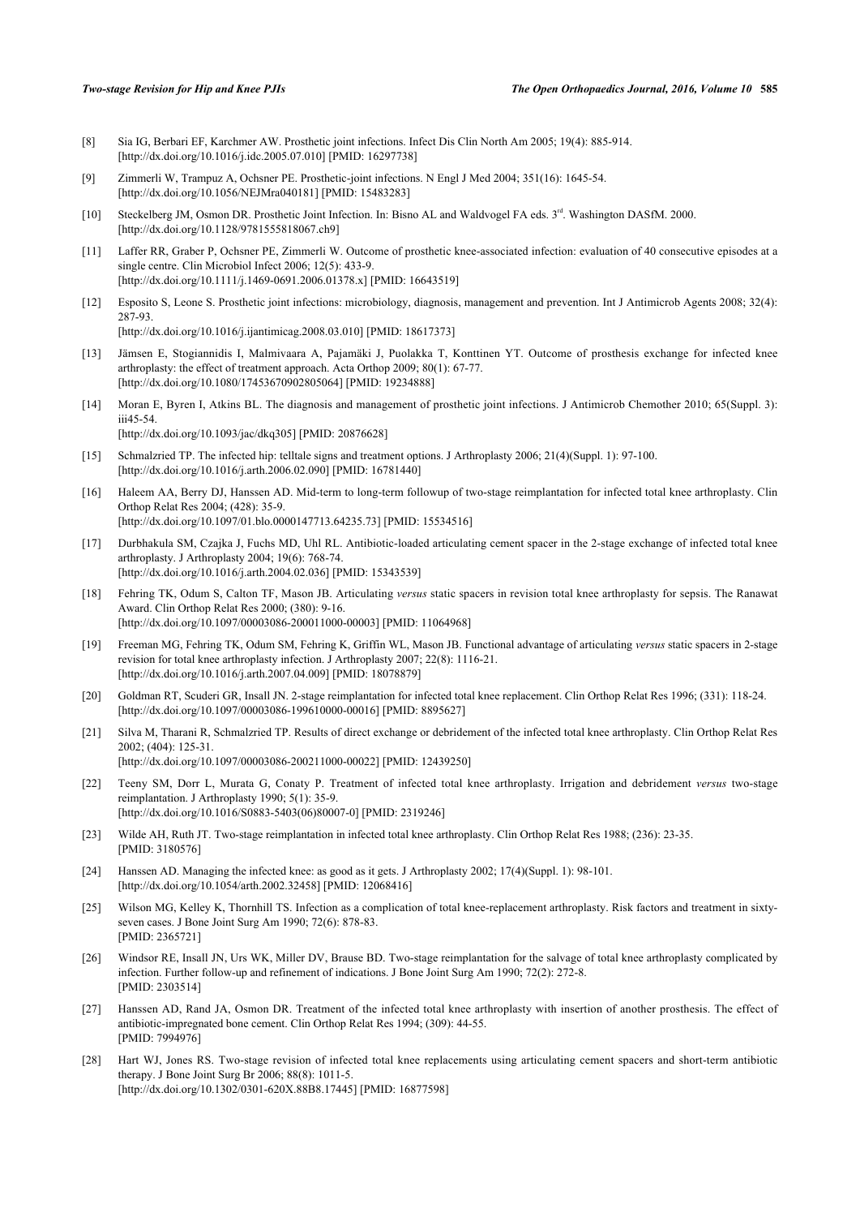[8] Sia IG, Berbari EF, Karchmer AW. Prosthetic joint infections. Infect Dis Clin North Am 2005; 19(4): 885-914. [http://dx.doi.org/10.1016/j.idc.2005.07.010] [PMID: 16297738]

[9] Zimmerli W, Trampuz A, Ochsner PE. Prosthetic-joint infections. N Engl J Med 2004; 351(16): 1645-54. [http://dx.doi.org/10.1056/NEJMra040181] [PMID: 15483283]

[10] Steckelberg JM, Osmon DR. Prosthetic Joint Infection. In: Bisno AL and Waldvogel FA eds. 3rd. Washington DASfM. 2000. [http://dx.doi.org/10.1128/9781555818067.ch9]

[11] Laffer RR, Graber P, Ochsner PE, Zimmerli W. Outcome of prosthetic knee-associated infection: evaluation of 40 consecutive episodes at a single centre. Clin Microbiol Infect 2006; 12(5): 433-9. [http://dx.doi.org/10.1111/j.1469-0691.2006.01378.x] [PMID: 16643519]

[12] Esposito S, Leone S. Prosthetic joint infections: microbiology, diagnosis, management and prevention. Int J Antimicrob Agents 2008; 32(4): 287-93. [http://dx.doi.org/10.1016/j.ijantimicag.2008.03.010] [PMID: 18617373]

[13] Jämsen E, Stogiannidis I, Malmivaara A, Pajamäki J, Puolakka T, Konttinen YT. Outcome of prosthesis exchange for infected knee arthroplasty: the effect of treatment approach. Acta Orthop 2009; 80(1): 67-77. [http://dx.doi.org/10.1080/17453670902805064] [PMID: 19234888]

[14] Moran E, Byren I, Atkins BL. The diagnosis and management of prosthetic joint infections. J Antimicrob Chemother 2010; 65(Suppl. 3): iii45-54. [http://dx.doi.org/10.1093/jac/dkq305] [PMID: 20876628]

[15] Schmalzried TP. The infected hip: telltale signs and treatment options. J Arthroplasty 2006; 21(4)(Suppl. 1): 97-100. [http://dx.doi.org/10.1016/j.arth.2006.02.090] [PMID: 16781440]

[16] Haleem AA, Berry DJ, Hanssen AD. Mid-term to long-term followup of two-stage reimplantation for infected total knee arthroplasty. Clin Orthop Relat Res 2004; (428): 35-9. [http://dx.doi.org/10.1097/01.blo.0000147713.64235.73] [PMID: 15534516]

[17] Durbhakula SM, Czajka J, Fuchs MD, Uhl RL. Antibiotic-loaded articulating cement spacer in the 2-stage exchange of infected total knee arthroplasty. J Arthroplasty 2004; 19(6): 768-74. [http://dx.doi.org/10.1016/j.arth.2004.02.036] [PMID: 15343539]

[18] Fehring TK, Odum S, Calton TF, Mason JB. Articulating *versus* static spacers in revision total knee arthroplasty for sepsis. The Ranawat Award. Clin Orthop Relat Res 2000; (380): 9-16. [http://dx.doi.org/10.1097/00003086-200011000-00003] [PMID: 11064968]

[19] Freeman MG, Fehring TK, Odum SM, Fehring K, Griffin WL, Mason JB. Functional advantage of articulating *versus* static spacers in 2-stage revision for total knee arthroplasty infection. J Arthroplasty 2007; 22(8): 1116-21. [http://dx.doi.org/10.1016/j.arth.2007.04.009] [PMID: 18078879]

[20] Goldman RT, Scuderi GR, Insall JN. 2-stage reimplantation for infected total knee replacement. Clin Orthop Relat Res 1996; (331): 118-24. [http://dx.doi.org/10.1097/00003086-199610000-00016] [PMID: 8895627]

[21] Silva M, Tharani R, Schmalzried TP. Results of direct exchange or debridement of the infected total knee arthroplasty. Clin Orthop Relat Res 2002; (404): 125-31. [http://dx.doi.org/10.1097/00003086-200211000-00022] [PMID: 12439250]

[22] Teeny SM, Dorr L, Murata G, Conaty P. Treatment of infected total knee arthroplasty. Irrigation and debridement *versus* two-stage reimplantation. J Arthroplasty 1990; 5(1): 35-9. [http://dx.doi.org/10.1016/S0883-5403(06)80007-0] [PMID: 2319246]

[23] Wilde AH, Ruth JT. Two-stage reimplantation in infected total knee arthroplasty. Clin Orthop Relat Res 1988; (236): 23-35. [PMID: 3180576]

[24] Hanssen AD. Managing the infected knee: as good as it gets. J Arthroplasty 2002; 17(4)(Suppl. 1): 98-101. [http://dx.doi.org/10.1054/arth.2002.32458] [PMID: 12068416]

[25] Wilson MG, Kelley K, Thornhill TS. Infection as a complication of total knee-replacement arthroplasty. Risk factors and treatment in sixty-seven cases. J Bone Joint Surg Am 1990; 72(6): 878-83. [PMID: 2365721]

[26] Windsor RE, Insall JN, Urs WK, Miller DV, Brause BD. Two-stage reimplantation for the salvage of total knee arthroplasty complicated by infection. Further follow-up and refinement of indications. J Bone Joint Surg Am 1990; 72(2): 272-8. [PMID: 2303514]

[27] Hanssen AD, Rand JA, Osmon DR. Treatment of the infected total knee arthroplasty with insertion of another prosthesis. The effect of antibiotic-impregnated bone cement. Clin Orthop Relat Res 1994; (309): 44-55. [PMID: 7994976]

[28] Hart WJ, Jones RS. Two-stage revision of infected total knee replacements using articulating cement spacers and short-term antibiotic therapy. J Bone Joint Surg Br 2006; 88(8): 1011-5. [http://dx.doi.org/10.1302/0301-620X.88B8.17445] [PMID: 16877598]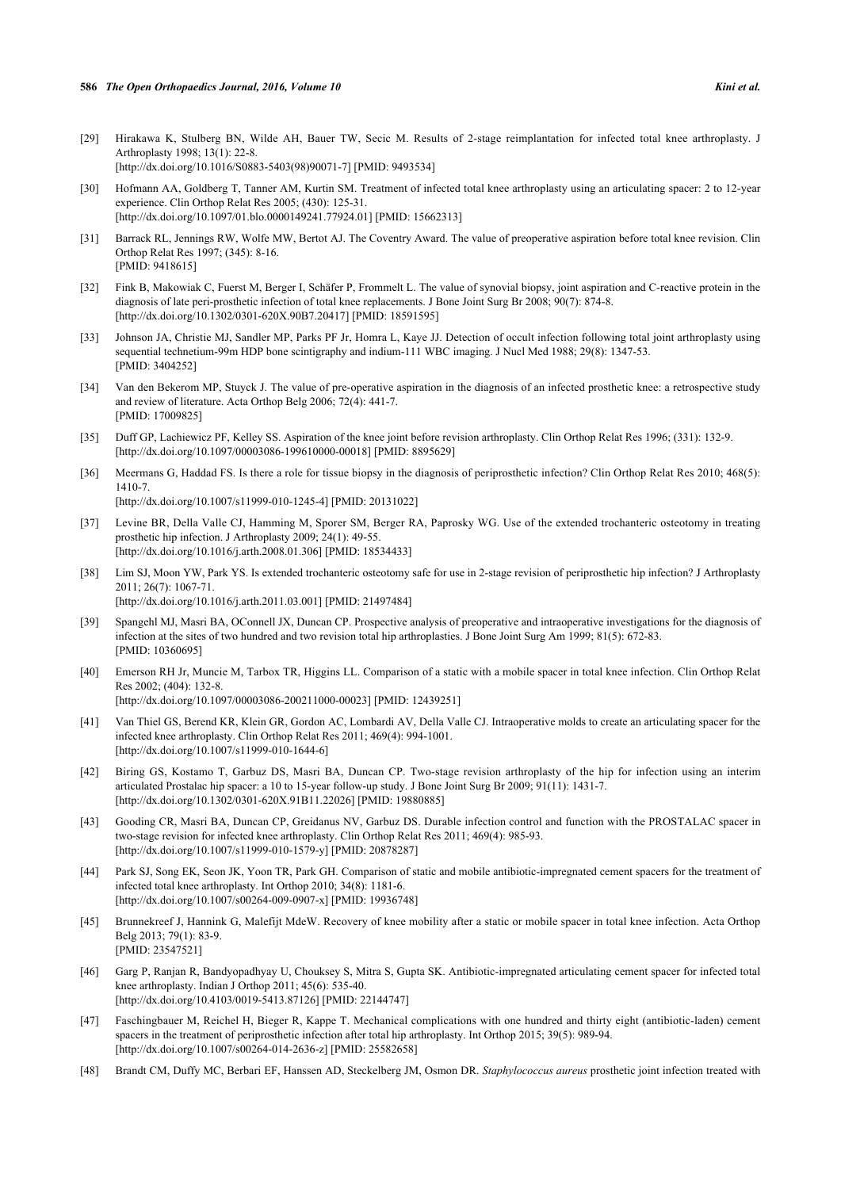[29] Hirakawa K, Stulberg BN, Wilde AH, Bauer TW, Secic M. Results of 2-stage reimplantation for infected total knee arthroplasty. J Arthroplasty 1998; 13(1): 22-8.
[http://dx.doi.org/10.1016/S0883-5403(98)90071-7] [PMID: 9493534]

[30] Hofmann AA, Goldberg T, Tanner AM, Kurtin SM. Treatment of infected total knee arthroplasty using an articulating spacer: 2 to 12-year experience. Clin Orthop Relat Res 2005; (430): 125-31.
[http://dx.doi.org/10.1097/01.blo.0000149241.77924.01] [PMID: 15662313]

[31] Barrack RL, Jennings RW, Wolfe MW, Bertot AJ. The Coventry Award. The value of preoperative aspiration before total knee revision. Clin Orthop Relat Res 1997; (345): 8-16.
[PMID: 9418615]

[32] Fink B, Makowiak C, Fuerst M, Berger I, Schäfer P, Frommelt L. The value of synovial biopsy, joint aspiration and C-reactive protein in the diagnosis of late peri-prosthetic infection of total knee replacements. J Bone Joint Surg Br 2008; 90(7): 874-8.
[http://dx.doi.org/10.1302/0301-620X.90B7.20417] [PMID: 18591595]

[33] Johnson JA, Christie MJ, Sandler MP, Parks PF Jr, Homra L, Kaye JJ. Detection of occult infection following total joint arthroplasty using sequential technetium-99m HDP bone scintigraphy and indium-111 WBC imaging. J Nucl Med 1988; 29(8): 1347-53.
[PMID: 3404252]

[34] Van den Bekerom MP, Stuyck J. The value of pre-operative aspiration in the diagnosis of an infected prosthetic knee: a retrospective study and review of literature. Acta Orthop Belg 2006; 72(4): 441-7.
[PMID: 17009825]

[35] Duff GP, Lachiewicz PF, Kelley SS. Aspiration of the knee joint before revision arthroplasty. Clin Orthop Relat Res 1996; (331): 132-9.
[http://dx.doi.org/10.1097/00003086-199610000-00018] [PMID: 8895629]

[36] Meermans G, Haddad FS. Is there a role for tissue biopsy in the diagnosis of periprosthetic infection? Clin Orthop Relat Res 2010; 468(5): 1410-7.
[http://dx.doi.org/10.1007/s11999-010-1245-4] [PMID: 20131022]

[37] Levine BR, Della Valle CJ, Hamming M, Sporer SM, Berger RA, Paprosky WG. Use of the extended trochanteric osteotomy in treating prosthetic hip infection. J Arthroplasty 2009; 24(1): 49-55.
[http://dx.doi.org/10.1016/j.arth.2008.01.306] [PMID: 18534433]

[38] Lim SJ, Moon YW, Park YS. Is extended trochanteric osteotomy safe for use in 2-stage revision of periprosthetic hip infection? J Arthroplasty 2011; 26(7): 1067-71.
[http://dx.doi.org/10.1016/j.arth.2011.03.001] [PMID: 21497484]

[39] Spangehl MJ, Masri BA, OConnell JX, Duncan CP. Prospective analysis of preoperative and intraoperative investigations for the diagnosis of infection at the sites of two hundred and two revision total hip arthroplasties. J Bone Joint Surg Am 1999; 81(5): 672-83.
[PMID: 10360695]

[40] Emerson RH Jr, Muncie M, Tarbox TR, Higgins LL. Comparison of a static with a mobile spacer in total knee infection. Clin Orthop Relat Res 2002; (404): 132-8.
[http://dx.doi.org/10.1097/00003086-200211000-00023] [PMID: 12439251]

[41] Van Thiel GS, Berend KR, Klein GR, Gordon AC, Lombardi AV, Della Valle CJ. Intraoperative molds to create an articulating spacer for the infected knee arthroplasty. Clin Orthop Relat Res 2011; 469(4): 994-1001.
[http://dx.doi.org/10.1007/s11999-010-1644-6]

[42] Biring GS, Kostamo T, Garbuz DS, Masri BA, Duncan CP. Two-stage revision arthroplasty of the hip for infection using an interim articulated Prostalac hip spacer: a 10 to 15-year follow-up study. J Bone Joint Surg Br 2009; 91(11): 1431-7.
[http://dx.doi.org/10.1302/0301-620X.91B11.22026] [PMID: 19880885]

[43] Gooding CR, Masri BA, Duncan CP, Greidanus NV, Garbuz DS. Durable infection control and function with the PROSTALAC spacer in two-stage revision for infected knee arthroplasty. Clin Orthop Relat Res 2011; 469(4): 985-93.
[http://dx.doi.org/10.1007/s11999-010-1579-y] [PMID: 20878287]

[44] Park SJ, Song EK, Seon JK, Yoon TR, Park GH. Comparison of static and mobile antibiotic-impregnated cement spacers for the treatment of infected total knee arthroplasty. Int Orthop 2010; 34(8): 1181-6.
[http://dx.doi.org/10.1007/s00264-009-0907-x] [PMID: 19936748]

[45] Brunnekreef J, Hannink G, Malefijt MdeW. Recovery of knee mobility after a static or mobile spacer in total knee infection. Acta Orthop Belg 2013; 79(1): 83-9.
[PMID: 23547521]

[46] Garg P, Ranjan R, Bandyopadhyay U, Chouksey S, Mitra S, Gupta SK. Antibiotic-impregnated articulating cement spacer for infected total knee arthroplasty. Indian J Orthop 2011; 45(6): 535-40.
[http://dx.doi.org/10.4103/0019-5413.87126] [PMID: 22144747]

[47] Faschingbauer M, Reichel H, Bieger R, Kappe T. Mechanical complications with one hundred and thirty eight (antibiotic-laden) cement spacers in the treatment of periprosthetic infection after total hip arthroplasty. Int Orthop 2015; 39(5): 989-94.
[http://dx.doi.org/10.1007/s00264-014-2636-z] [PMID: 25582658]

[48] Brandt CM, Duffy MC, Berbari EF, Hanssen AD, Steckelberg JM, Osmon DR. *Staphylococcus aureus* prosthetic joint infection treated with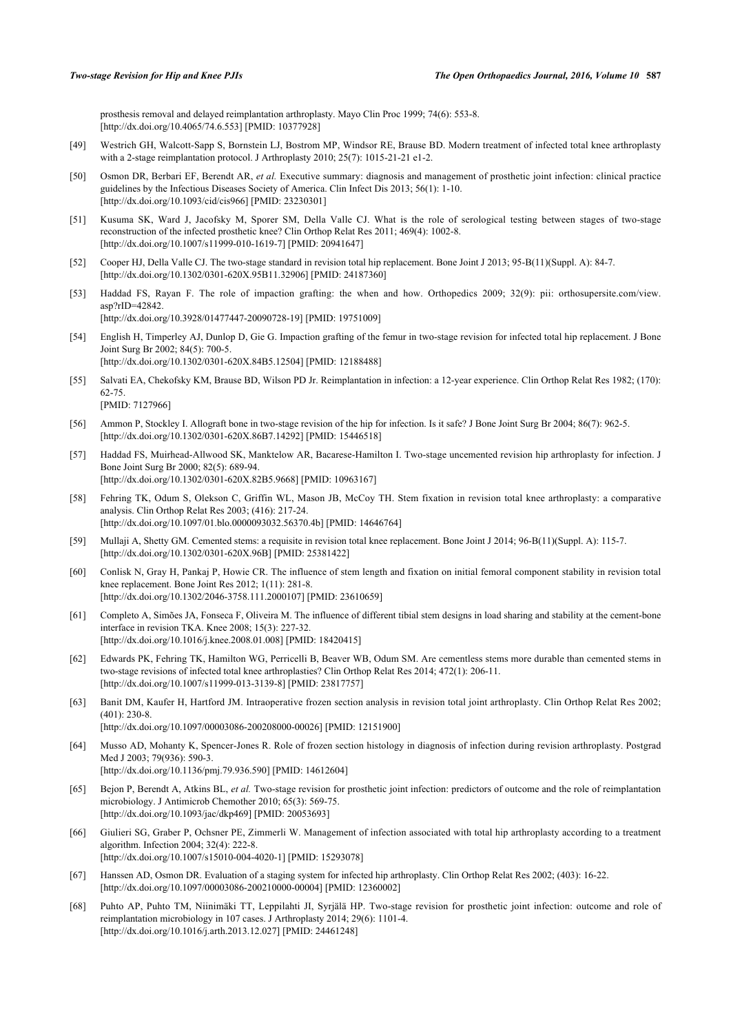prosthesis removal and delayed reimplantation arthroplasty. Mayo Clin Proc 1999; 74(6): 553-8.
[http://dx.doi.org/10.4065/74.6.553] [PMID: 10377928]

[49] Westrich GH, Walcott-Sapp S, Bornstein LJ, Bostrom MP, Windsor RE, Brause BD. Modern treatment of infected total knee arthroplasty with a 2-stage reimplantation protocol. J Arthroplasty 2010; 25(7): 1015-21-21 e1-2.

[50] Osmon DR, Berbari EF, Berendt AR, *et al.* Executive summary: diagnosis and management of prosthetic joint infection: clinical practice guidelines by the Infectious Diseases Society of America. Clin Infect Dis 2013; 56(1): 1-10.
[http://dx.doi.org/10.1093/cid/cis966] [PMID: 23230301]

[51] Kusuma SK, Ward J, Jacofsky M, Sporer SM, Della Valle CJ. What is the role of serological testing between stages of two-stage reconstruction of the infected prosthetic knee? Clin Orthop Relat Res 2011; 469(4): 1002-8.
[http://dx.doi.org/10.1007/s11999-010-1619-7] [PMID: 20941647]

[52] Cooper HJ, Della Valle CJ. The two-stage standard in revision total hip replacement. Bone Joint J 2013; 95-B(11)(Suppl. A): 84-7.
[http://dx.doi.org/10.1302/0301-620X.95B11.32906] [PMID: 24187360]

[53] Haddad FS, Rayan F. The role of impaction grafting: the when and how. Orthopedics 2009; 32(9): pii: orthosupersite.com/view.asp?rID=42842.
[http://dx.doi.org/10.3928/01477447-20090728-19] [PMID: 19751009]

[54] English H, Timperley AJ, Dunlop D, Gie G. Impaction grafting of the femur in two-stage revision for infected total hip replacement. J Bone Joint Surg Br 2002; 84(5): 700-5.
[http://dx.doi.org/10.1302/0301-620X.84B5.12504] [PMID: 12188488]

[55] Salvati EA, Chekofsky KM, Brause BD, Wilson PD Jr. Reimplantation in infection: a 12-year experience. Clin Orthop Relat Res 1982; (170): 62-75.
[PMID: 7127966]

[56] Ammon P, Stockley I. Allograft bone in two-stage revision of the hip for infection. Is it safe? J Bone Joint Surg Br 2004; 86(7): 962-5.
[http://dx.doi.org/10.1302/0301-620X.86B7.14292] [PMID: 15446518]

[57] Haddad FS, Muirhead-Allwood SK, Manktelow AR, Bacarese-Hamilton I. Two-stage uncemented revision hip arthroplasty for infection. J Bone Joint Surg Br 2000; 82(5): 689-94.
[http://dx.doi.org/10.1302/0301-620X.82B5.9668] [PMID: 10963167]

[58] Fehring TK, Odum S, Olekson C, Griffin WL, Mason JB, McCoy TH. Stem fixation in revision total knee arthroplasty: a comparative analysis. Clin Orthop Relat Res 2003; (416): 217-24.
[http://dx.doi.org/10.1097/01.blo.0000093032.56370.4b] [PMID: 14646764]

[59] Mullaji A, Shetty GM. Cemented stems: a requisite in revision total knee replacement. Bone Joint J 2014; 96-B(11)(Suppl. A): 115-7.
[http://dx.doi.org/10.1302/0301-620X.96B] [PMID: 25381422]

[60] Conlisk N, Gray H, Pankaj P, Howie CR. The influence of stem length and fixation on initial femoral component stability in revision total knee replacement. Bone Joint Res 2012; 1(11): 281-8.
[http://dx.doi.org/10.1302/2046-3758.111.2000107] [PMID: 23610659]

[61] Completo A, Simões JA, Fonseca F, Oliveira M. The influence of different tibial stem designs in load sharing and stability at the cement-bone interface in revision TKA. Knee 2008; 15(3): 227-32.
[http://dx.doi.org/10.1016/j.knee.2008.01.008] [PMID: 18420415]

[62] Edwards PK, Fehring TK, Hamilton WG, Perricelli B, Beaver WB, Odum SM. Are cementless stems more durable than cemented stems in two-stage revisions of infected total knee arthroplasties? Clin Orthop Relat Res 2014; 472(1): 206-11.
[http://dx.doi.org/10.1007/s11999-013-3139-8] [PMID: 23817757]

[63] Banit DM, Kaufer H, Hartford JM. Intraoperative frozen section analysis in revision total joint arthroplasty. Clin Orthop Relat Res 2002; (401): 230-8.
[http://dx.doi.org/10.1097/00003086-200208000-00026] [PMID: 12151900]

[64] Musso AD, Mohanty K, Spencer-Jones R. Role of frozen section histology in diagnosis of infection during revision arthroplasty. Postgrad Med J 2003; 79(936): 590-3.
[http://dx.doi.org/10.1136/pmj.79.936.590] [PMID: 14612604]

[65] Bejon P, Berendt A, Atkins BL, *et al.* Two-stage revision for prosthetic joint infection: predictors of outcome and the role of reimplantation microbiology. J Antimicrob Chemother 2010; 65(3): 569-75.
[http://dx.doi.org/10.1093/jac/dkp469] [PMID: 20053693]

[66] Giulieri SG, Graber P, Ochsner PE, Zimmerli W. Management of infection associated with total hip arthroplasty according to a treatment algorithm. Infection 2004; 32(4): 222-8.
[http://dx.doi.org/10.1007/s15010-004-4020-1] [PMID: 15293078]

[67] Hanssen AD, Osmon DR. Evaluation of a staging system for infected hip arthroplasty. Clin Orthop Relat Res 2002; (403): 16-22.
[http://dx.doi.org/10.1097/00003086-200210000-00004] [PMID: 12360002]

[68] Puhto AP, Puhto TM, Niinimäki TT, Leppilahti JI, Syrjälä HP. Two-stage revision for prosthetic joint infection: outcome and role of reimplantation microbiology in 107 cases. J Arthroplasty 2014; 29(6): 1101-4.
[http://dx.doi.org/10.1016/j.arth.2013.12.027] [PMID: 24461248]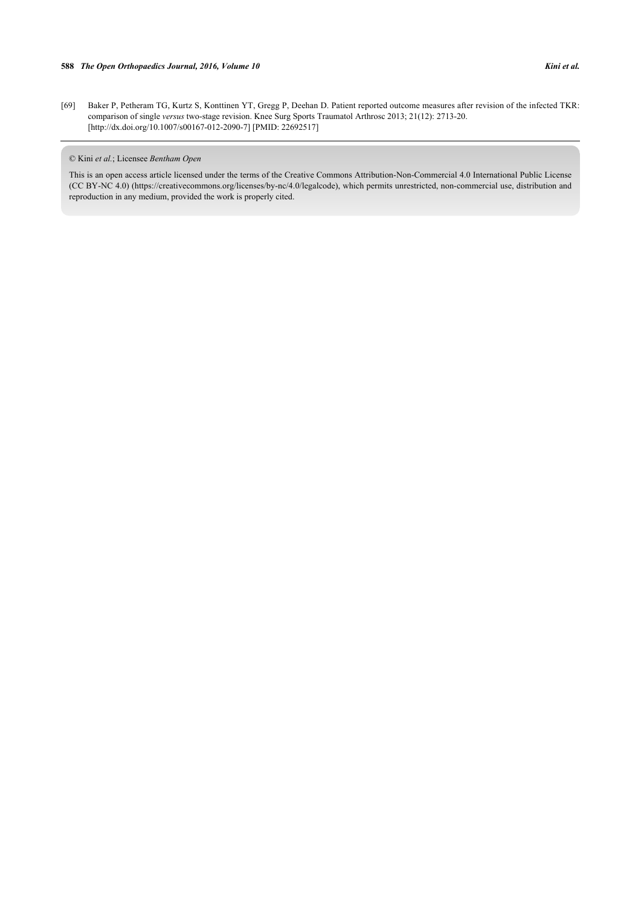[69] Baker P, Petheram TG, Kurtz S, Konttinen YT, Gregg P, Deehan D. Patient reported outcome measures after revision of the infected TKR: comparison of single *versus* two-stage revision. Knee Surg Sports Traumatol Arthrosc 2013; 21(12): 2713-20. [http://dx.doi.org/10.1007/s00167-012-2090-7] [PMID: 22692517]

---

© Kini *et al.*; Licensee *Bentham Open*

This is an open access article licensed under the terms of the Creative Commons Attribution-Non-Commercial 4.0 International Public License (CC BY-NC 4.0) (https://creativecommons.org/licenses/by-nc/4.0/legalcode), which permits unrestricted, non-commercial use, distribution and reproduction in any medium, provided the work is properly cited.